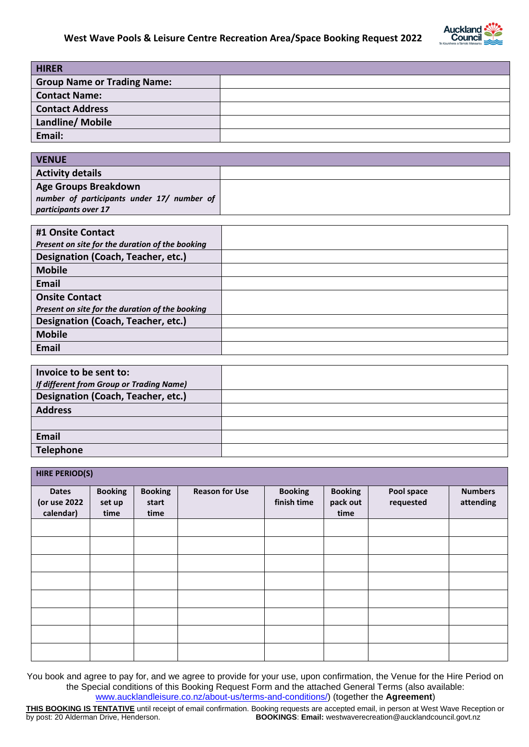# West Wave Pools & Leisure Centre Recreation Area/Space Booking Request 2022

| **HIRER** | |
|---|---|
| **Group Name or Trading Name:** | |
| **Contact Name:** | |
| **Contact Address** | |
| **Landline/ Mobile** | |
| **Email:** | |

| **VENUE** | |
|---|---|
| **Activity details** | |
| **Age Groups Breakdown** *number of participants under 17/ number of participants over 17* | |

| **#1 Onsite Contact** *Present on site for the duration of the booking* | |
|---|---|
| **Designation (Coach, Teacher, etc.)** | |
| **Mobile** | |
| **Email** | |
| **Onsite Contact** *Present on site for the duration of the booking* | |
| **Designation (Coach, Teacher, etc.)** | |
| **Mobile** | |
| **Email** | |

| **Invoice to be sent to:** *If different from Group or Trading Name)* | |
|---|---|
| **Designation (Coach, Teacher, etc.)** | |
| **Address** | |
| | |
| **Email** | |
| **Telephone** | |

**HIRE PERIOD(S)**

| Dates (or use 2022 calendar) | Booking set up time | Booking start time | Reason for Use | Booking finish time | Booking pack out time | Pool space requested | Numbers attending |
|---|---|---|---|---|---|---|---|
| | | | | | | | |
| | | | | | | | |
| | | | | | | | |
| | | | | | | | |
| | | | | | | | |
| | | | | | | | |
| | | | | | | | |
| | | | | | | | |

You book and agree to pay for, and we agree to provide for your use, upon confirmation, the Venue for the Hire Period on the Special conditions of this Booking Request Form and the attached General Terms (also available: www.aucklandleisure.co.nz/about-us/terms-and-conditions/) (together the **Agreement**)

**THIS BOOKING IS TENTATIVE** until receipt of email confirmation. Booking requests are accepted email, in person at West Wave Reception or by post: 20 Alderman Drive, Henderson. **BOOKINGS**: **Email:** westwaverecreation@aucklandcouncil.govt.nz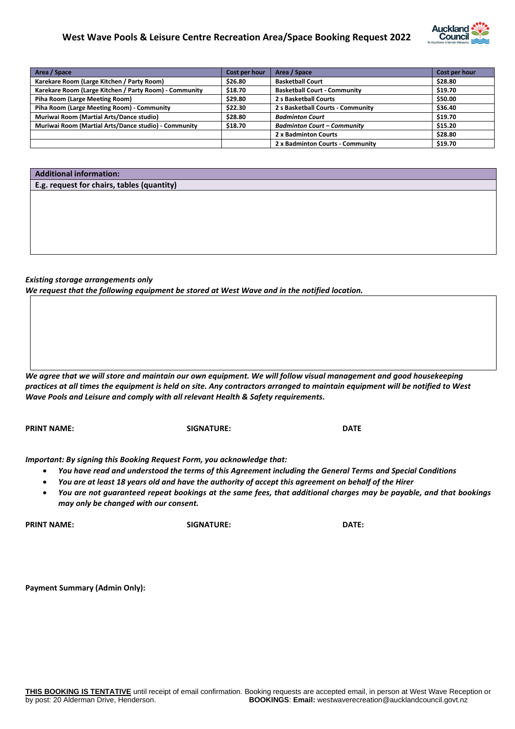# West Wave Pools & Leisure Centre Recreation Area/Space Booking Request 2022

| Area / Space | Cost per hour | Area / Space | Cost per hour |
|---|---|---|---|
| **Karekare Room (Large Kitchen / Party Room)** | **$26.80** | **Basketball Court** | **$28.80** |
| **Karekare Room (Large Kitchen / Party Room) - Community** | **$18.70** | **Basketball Court - Community** | **$19.70** |
| **Piha Room (Large Meeting Room)** | **$29.80** | **2 s Basketball Courts** | **$50.00** |
| **Piha Room (Large Meeting Room) - Community** | **$22.30** | **2 s Basketball Courts - Community** | **$36.40** |
| **Muriwai Room (Martial Arts/Dance studio)** | **$28.80** | ***Badminton Court*** | **$19.70** |
| **Muriwai Room (Martial Arts/Dance studio) - Community** | **$18.70** | ***Badminton Court – Community*** | **$15.20** |
| | | **2 x Badminton Courts** | **$28.80** |
| | | **2 x Badminton Courts - Community** | **$19.70** |

| **Additional information:** |
|---|
| **E.g. request for chairs, tables (quantity)** |
| |

***Existing storage arrangements only***

***We request that the following equipment be stored at West Wave and in the notified location.***

***We agree that we will store and maintain our own equipment. We will follow visual management and good housekeeping practices at all times the equipment is held on site. Any contractors arranged to maintain equipment will be notified to West Wave Pools and Leisure and comply with all relevant Health & Safety requirements.***

**PRINT NAME:** **SIGNATURE:** **DATE**

***Important: By signing this Booking Request Form, you acknowledge that:***

- ***You have read and understood the terms of this Agreement including the General Terms and Special Conditions***
- ***You are at least 18 years old and have the authority of accept this agreement on behalf of the Hirer***
- ***You are not guaranteed repeat bookings at the same fees, that additional charges may be payable, and that bookings may only be changed with our consent.***

**PRINT NAME:** **SIGNATURE:** **DATE:**

**Payment Summary (Admin Only):**

**THIS BOOKING IS TENTATIVE** until receipt of email confirmation. Booking requests are accepted email, in person at West Wave Reception or by post: 20 Alderman Drive, Henderson. **BOOKINGS**: **Email:** westwaverecreation@aucklandcouncil.govt.nz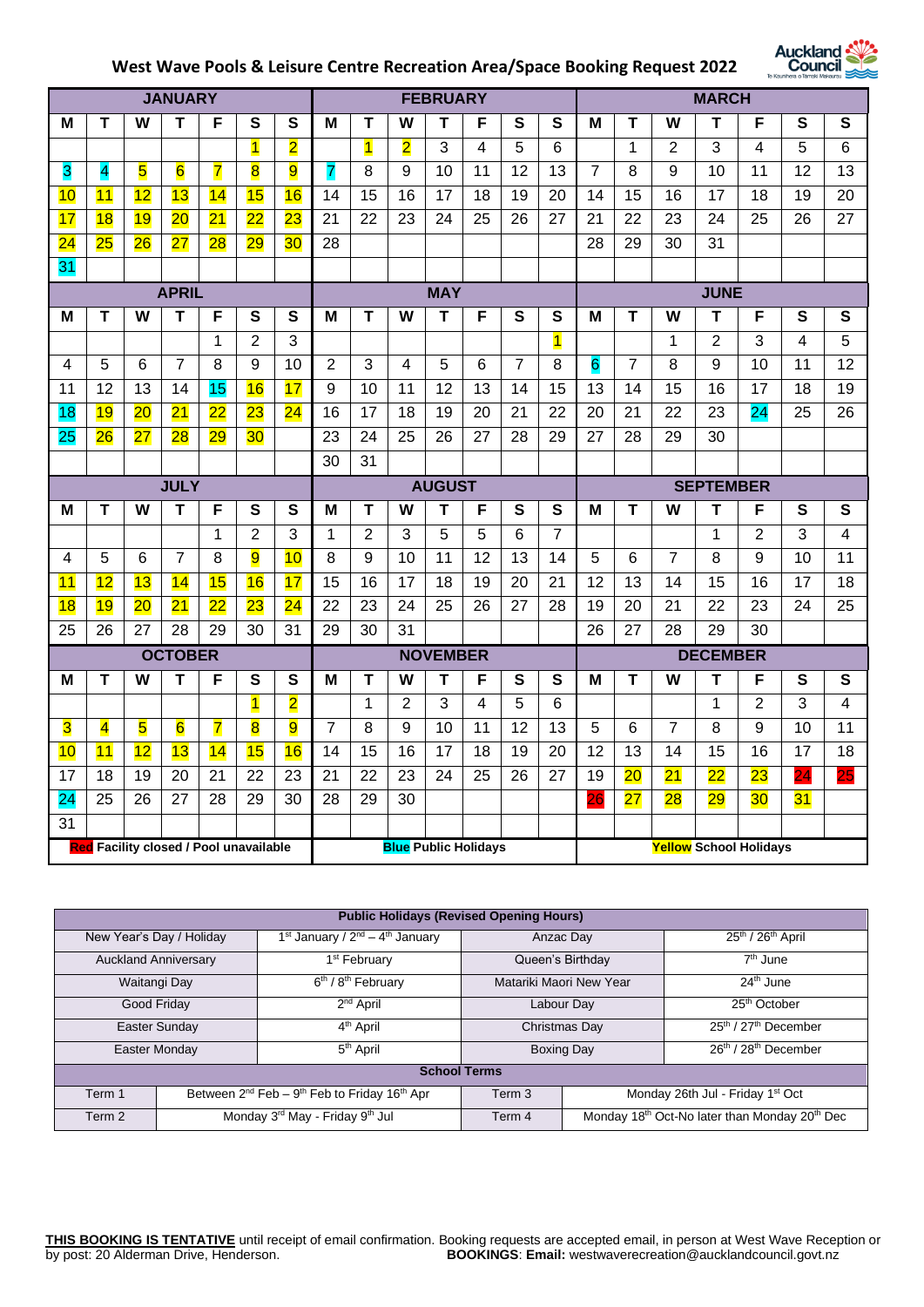# West Wave Pools & Leisure Centre Recreation Area/Space Booking Request 2022

**JANUARY**

| M | T | W | T | F | S | S |
|---|---|---|---|---|---|---|
| | | | | | 1 | 2 |
| 3 | 4 | 5 | 6 | 7 | 8 | 9 |
| 10 | 11 | 12 | 13 | 14 | 15 | 16 |
| 17 | 18 | 19 | 20 | 21 | 22 | 23 |
| 24 | 25 | 26 | 27 | 28 | 29 | 30 |
| 31 | | | | | | |

**FEBRUARY**

| M | T | W | T | F | S | S |
|---|---|---|---|---|---|---|
| | 1 | 2 | 3 | 4 | 5 | 6 |
| 7 | 8 | 9 | 10 | 11 | 12 | 13 |
| 14 | 15 | 16 | 17 | 18 | 19 | 20 |
| 21 | 22 | 23 | 24 | 25 | 26 | 27 |
| 28 | | | | | | |

**MARCH**

| M | T | W | T | F | S | S |
|---|---|---|---|---|---|---|
| | 1 | 2 | 3 | 4 | 5 | 6 |
| 7 | 8 | 9 | 10 | 11 | 12 | 13 |
| 14 | 15 | 16 | 17 | 18 | 19 | 20 |
| 21 | 22 | 23 | 24 | 25 | 26 | 27 |
| 28 | 29 | 30 | 31 | | | |

**APRIL**

| M | T | W | T | F | S | S |
|---|---|---|---|---|---|---|
| | | | | 1 | 2 | 3 |
| 4 | 5 | 6 | 7 | 8 | 9 | 10 |
| 11 | 12 | 13 | 14 | 15 | 16 | 17 |
| 18 | 19 | 20 | 21 | 22 | 23 | 24 |
| 25 | 26 | 27 | 28 | 29 | 30 | |

**MAY**

| M | T | W | T | F | S | S |
|---|---|---|---|---|---|---|
| | | | | | | 1 |
| 2 | 3 | 4 | 5 | 6 | 7 | 8 |
| 9 | 10 | 11 | 12 | 13 | 14 | 15 |
| 16 | 17 | 18 | 19 | 20 | 21 | 22 |
| 23 | 24 | 25 | 26 | 27 | 28 | 29 |
| 30 | 31 | | | | | |

**JUNE**

| M | T | W | T | F | S | S |
|---|---|---|---|---|---|---|
| | | 1 | 2 | 3 | 4 | 5 |
| 6 | 7 | 8 | 9 | 10 | 11 | 12 |
| 13 | 14 | 15 | 16 | 17 | 18 | 19 |
| 20 | 21 | 22 | 23 | 24 | 25 | 26 |
| 27 | 28 | 29 | 30 | | | |

**JULY**

| M | T | W | T | F | S | S |
|---|---|---|---|---|---|---|
| | | | | 1 | 2 | 3 |
| 4 | 5 | 6 | 7 | 8 | 9 | 10 |
| 11 | 12 | 13 | 14 | 15 | 16 | 17 |
| 18 | 19 | 20 | 21 | 22 | 23 | 24 |
| 25 | 26 | 27 | 28 | 29 | 30 | 31 |

**AUGUST**

| M | T | W | T | F | S | S |
|---|---|---|---|---|---|---|
| 1 | 2 | 3 | 5 | 5 | 6 | 7 |
| 8 | 9 | 10 | 11 | 12 | 13 | 14 |
| 15 | 16 | 17 | 18 | 19 | 20 | 21 |
| 22 | 23 | 24 | 25 | 26 | 27 | 28 |
| 29 | 30 | 31 | | | | |

**SEPTEMBER**

| M | T | W | T | F | S | S |
|---|---|---|---|---|---|---|
| | | | 1 | 2 | 3 | 4 |
| 5 | 6 | 7 | 8 | 9 | 10 | 11 |
| 12 | 13 | 14 | 15 | 16 | 17 | 18 |
| 19 | 20 | 21 | 22 | 23 | 24 | 25 |
| 26 | 27 | 28 | 29 | 30 | | |

**OCTOBER**

| M | T | W | T | F | S | S |
|---|---|---|---|---|---|---|
| | | | | | 1 | 2 |
| 3 | 4 | 5 | 6 | 7 | 8 | 9 |
| 10 | 11 | 12 | 13 | 14 | 15 | 16 |
| 17 | 18 | 19 | 20 | 21 | 22 | 23 |
| 24 | 25 | 26 | 27 | 28 | 29 | 30 |
| 31 | | | | | | |

**NOVEMBER**

| M | T | W | T | F | S | S |
|---|---|---|---|---|---|---|
| | 1 | 2 | 3 | 4 | 5 | 6 |
| 7 | 8 | 9 | 10 | 11 | 12 | 13 |
| 14 | 15 | 16 | 17 | 18 | 19 | 20 |
| 21 | 22 | 23 | 24 | 25 | 26 | 27 |
| 28 | 29 | 30 | | | | |

**DECEMBER**

| M | T | W | T | F | S | S |
|---|---|---|---|---|---|---|
| | | | 1 | 2 | 3 | 4 |
| 5 | 6 | 7 | 8 | 9 | 10 | 11 |
| 12 | 13 | 14 | 15 | 16 | 17 | 18 |
| 19 | 20 | 21 | 22 | 23 | 24 | 25 |
| 26 | 27 | 28 | 29 | 30 | 31 | |

**Red** Facility closed / Pool unavailable | **Blue** Public Holidays | **Yellow** School Holidays

| Public Holidays (Revised Opening Hours) | | | |
|---|---|---|---|
| New Year's Day / Holiday | 1st January / 2nd – 4th January | Anzac Day | 25th / 26th April |
| Auckland Anniversary | 1st February | Queen's Birthday | 7th June |
| Waitangi Day | 6th / 8th February | Matariki Maori New Year | 24th June |
| Good Friday | 2nd April | Labour Day | 25th October |
| Easter Sunday | 4th April | Christmas Day | 25th / 27th December |
| Easter Monday | 5th April | Boxing Day | 26th / 28th December |

| School Terms | | | |
|---|---|---|---|
| Term 1 | Between 2nd Feb – 9th Feb to Friday 16th Apr | Term 3 | Monday 26th Jul - Friday 1st Oct |
| Term 2 | Monday 3rd May - Friday 9th Jul | Term 4 | Monday 18th Oct-No later than Monday 20th Dec |

**THIS BOOKING IS TENTATIVE** until receipt of email confirmation. Booking requests are accepted email, in person at West Wave Reception or by post: 20 Alderman Drive, Henderson. **BOOKINGS**: **Email:** westwaverecreation@aucklandcouncil.govt.nz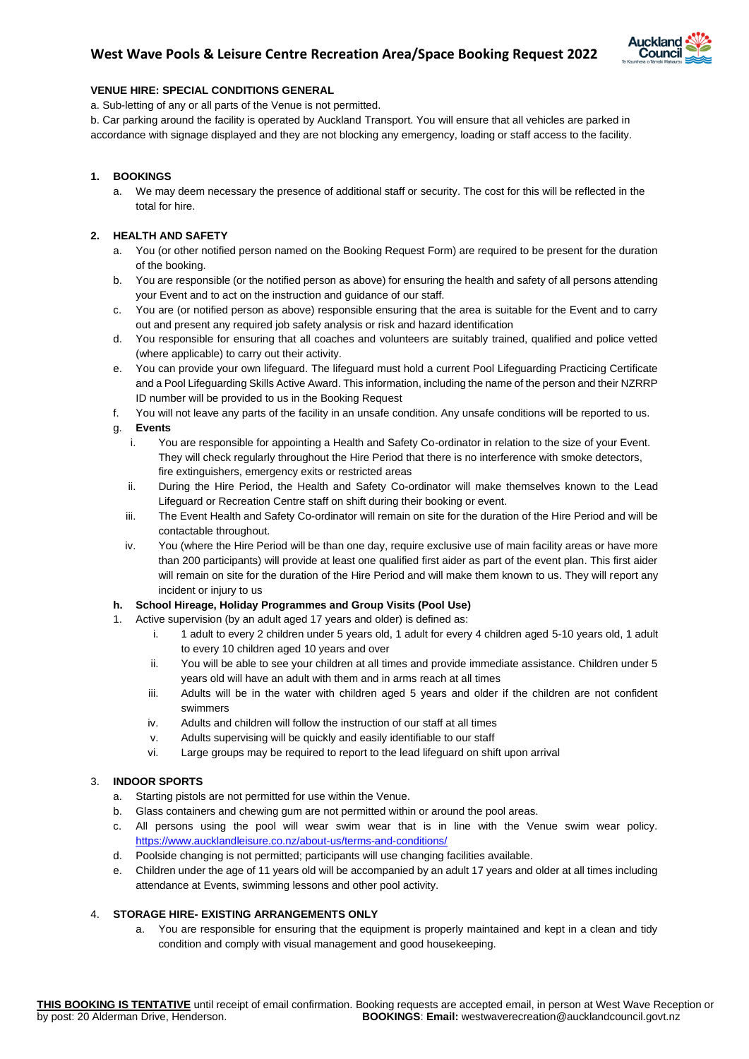# West Wave Pools & Leisure Centre Recreation Area/Space Booking Request 2022

**VENUE HIRE: SPECIAL CONDITIONS GENERAL**

a. Sub-letting of any or all parts of the Venue is not permitted.

b. Car parking around the facility is operated by Auckland Transport. You will ensure that all vehicles are parked in accordance with signage displayed and they are not blocking any emergency, loading or staff access to the facility.

**1. BOOKINGS**

a. We may deem necessary the presence of additional staff or security. The cost for this will be reflected in the total for hire.

**2. HEALTH AND SAFETY**

a. You (or other notified person named on the Booking Request Form) are required to be present for the duration of the booking.

b. You are responsible (or the notified person as above) for ensuring the health and safety of all persons attending your Event and to act on the instruction and guidance of our staff.

c. You are (or notified person as above) responsible ensuring that the area is suitable for the Event and to carry out and present any required job safety analysis or risk and hazard identification

d. You responsible for ensuring that all coaches and volunteers are suitably trained, qualified and police vetted (where applicable) to carry out their activity.

e. You can provide your own lifeguard. The lifeguard must hold a current Pool Lifeguarding Practicing Certificate and a Pool Lifeguarding Skills Active Award. This information, including the name of the person and their NZRRP ID number will be provided to us in the Booking Request

f. You will not leave any parts of the facility in an unsafe condition. Any unsafe conditions will be reported to us.

g. **Events**

   i. You are responsible for appointing a Health and Safety Co-ordinator in relation to the size of your Event. They will check regularly throughout the Hire Period that there is no interference with smoke detectors, fire extinguishers, emergency exits or restricted areas

   ii. During the Hire Period, the Health and Safety Co-ordinator will make themselves known to the Lead Lifeguard or Recreation Centre staff on shift during their booking or event.

   iii. The Event Health and Safety Co-ordinator will remain on site for the duration of the Hire Period and will be contactable throughout.

   iv. You (where the Hire Period will be than one day, require exclusive use of main facility areas or have more than 200 participants) will provide at least one qualified first aider as part of the event plan. This first aider will remain on site for the duration of the Hire Period and will make them known to us. They will report any incident or injury to us

h. **School Hireage, Holiday Programmes and Group Visits (Pool Use)**

1. Active supervision (by an adult aged 17 years and older) is defined as:

   i. 1 adult to every 2 children under 5 years old, 1 adult for every 4 children aged 5-10 years old, 1 adult to every 10 children aged 10 years and over

   ii. You will be able to see your children at all times and provide immediate assistance. Children under 5 years old will have an adult with them and in arms reach at all times

   iii. Adults will be in the water with children aged 5 years and older if the children are not confident swimmers

   iv. Adults and children will follow the instruction of our staff at all times

   v. Adults supervising will be quickly and easily identifiable to our staff

   vi. Large groups may be required to report to the lead lifeguard on shift upon arrival

**3. INDOOR SPORTS**

a. Starting pistols are not permitted for use within the Venue.

b. Glass containers and chewing gum are not permitted within or around the pool areas.

c. All persons using the pool will wear swim wear that is in line with the Venue swim wear policy. https://www.aucklandleisure.co.nz/about-us/terms-and-conditions/

d. Poolside changing is not permitted; participants will use changing facilities available.

e. Children under the age of 11 years old will be accompanied by an adult 17 years and older at all times including attendance at Events, swimming lessons and other pool activity.

**4. STORAGE HIRE- EXISTING ARRANGEMENTS ONLY**

a. You are responsible for ensuring that the equipment is properly maintained and kept in a clean and tidy condition and comply with visual management and good housekeeping.

**THIS BOOKING IS TENTATIVE** until receipt of email confirmation. Booking requests are accepted email, in person at West Wave Reception or by post: 20 Alderman Drive, Henderson. **BOOKINGS**: **Email:** westwaverecreation@aucklandcouncil.govt.nz